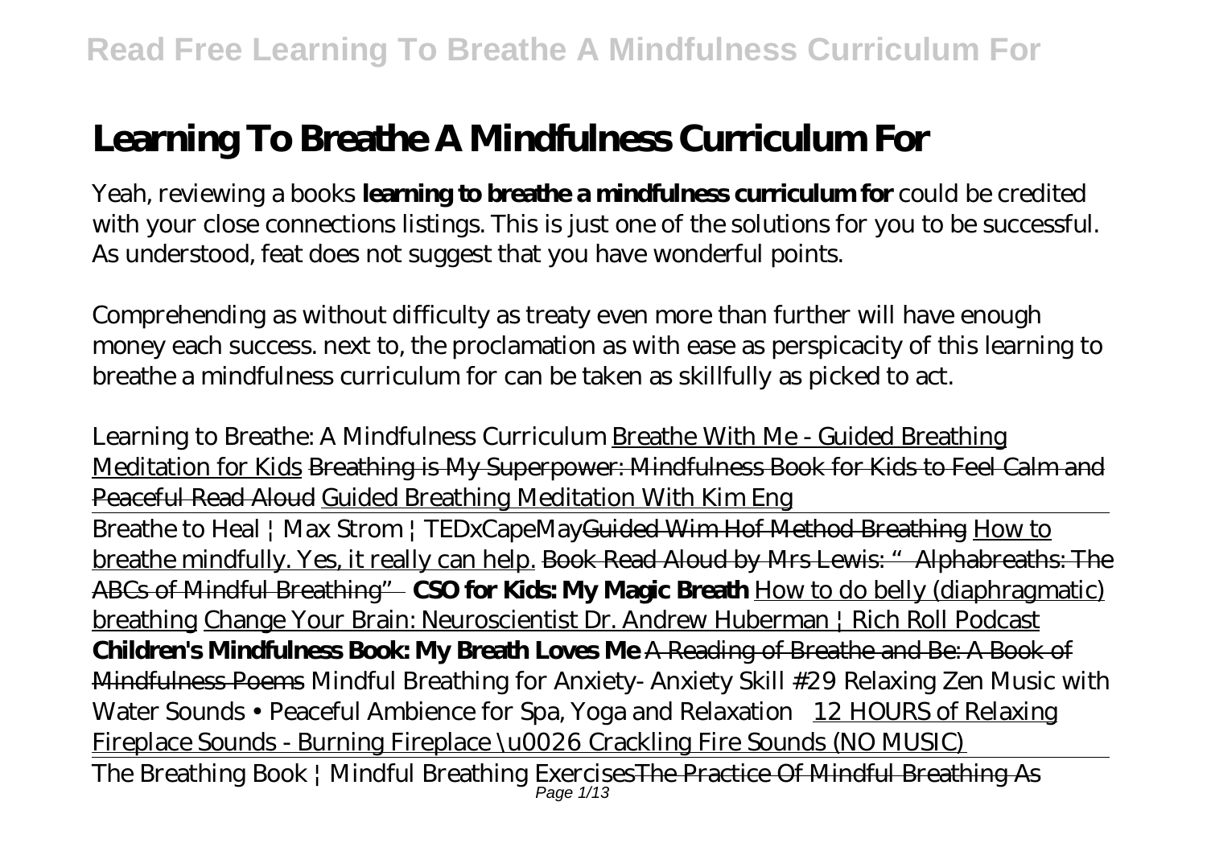# Learning To Breathe A Mindfulness Curriculum For

Yeah, reviewing a books **learning to breathe a mindfulness curriculum for** could be credited with your close connections listings. This is just one of the solutions for you to be successful. As understood, feat does not suggest that you have wonderful points.

Comprehending as without difficulty as treaty even more than further will have enough money each success. next to, the proclamation as with ease as perspicacity of this learning to breathe a mindfulness curriculum for can be taken as skillfully as picked to act.

*Learning to Breathe: A Mindfulness Curriculum* Breathe With Me - Guided Breathing Meditation for Kids Breathing is My Superpower: Mindfulness Book for Kids to Feel Calm and Peaceful Read Aloud Guided Breathing Meditation With Kim Eng

Breathe to Heal | Max Strom | TEDxCapeMay Guided Wim Hof Method Breathing How to breathe mindfully. Yes, it really can help. Book Read Aloud by Mrs Lewis: "Alphabreaths: The ABCs of Mindful Breathing" **CSO for Kids: My Magic Breath** How to do belly (diaphragmatic) breathing Change Your Brain: Neuroscientist Dr. Andrew Huberman | Rich Roll Podcast **Children's Mindfulness Book: My Breath Loves Me** A Reading of Breathe and Be: A Book of Mindfulness Poems *Mindful Breathing for Anxiety- Anxiety Skill #29 Relaxing Zen Music with Water Sounds • Peaceful Ambience for Spa, Yoga and Relaxation* 12 HOURS of Relaxing Fireplace Sounds - Burning Fireplace \u0026 Crackling Fire Sounds (NO MUSIC)

The Breathing Book | Mindful Breathing Exercises The Practice Of Mindful Breathing As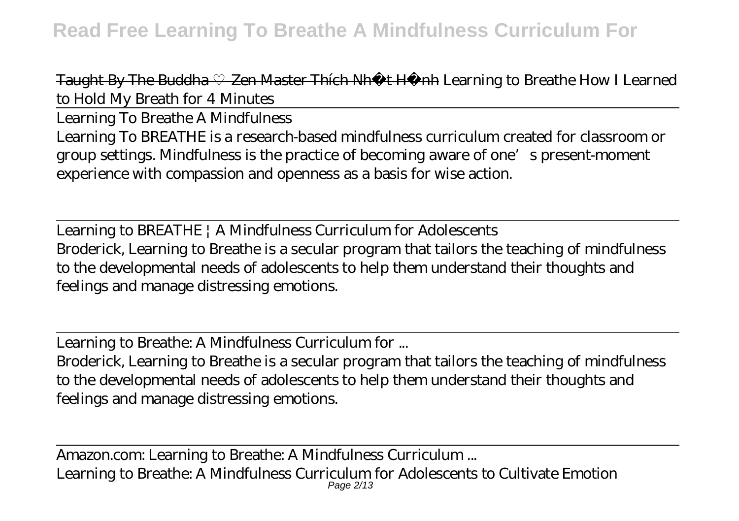~~Taught By The Buddha ♡ Zen Master Thích Nhất Hạnh~~ *Learning to Breathe* *How I Learned to Hold My Breath for 4 Minutes*

Learning To Breathe A Mindfulness

Learning To BREATHE is a research-based mindfulness curriculum created for classroom or group settings. Mindfulness is the practice of becoming aware of one's present-moment experience with compassion and openness as a basis for wise action.

Learning to BREATHE | A Mindfulness Curriculum for Adolescents

Broderick, Learning to Breathe is a secular program that tailors the teaching of mindfulness to the developmental needs of adolescents to help them understand their thoughts and feelings and manage distressing emotions.

Learning to Breathe: A Mindfulness Curriculum for ...

Broderick, Learning to Breathe is a secular program that tailors the teaching of mindfulness to the developmental needs of adolescents to help them understand their thoughts and feelings and manage distressing emotions.

Amazon.com: Learning to Breathe: A Mindfulness Curriculum ...

Learning to Breathe: A Mindfulness Curriculum for Adolescents to Cultivate Emotion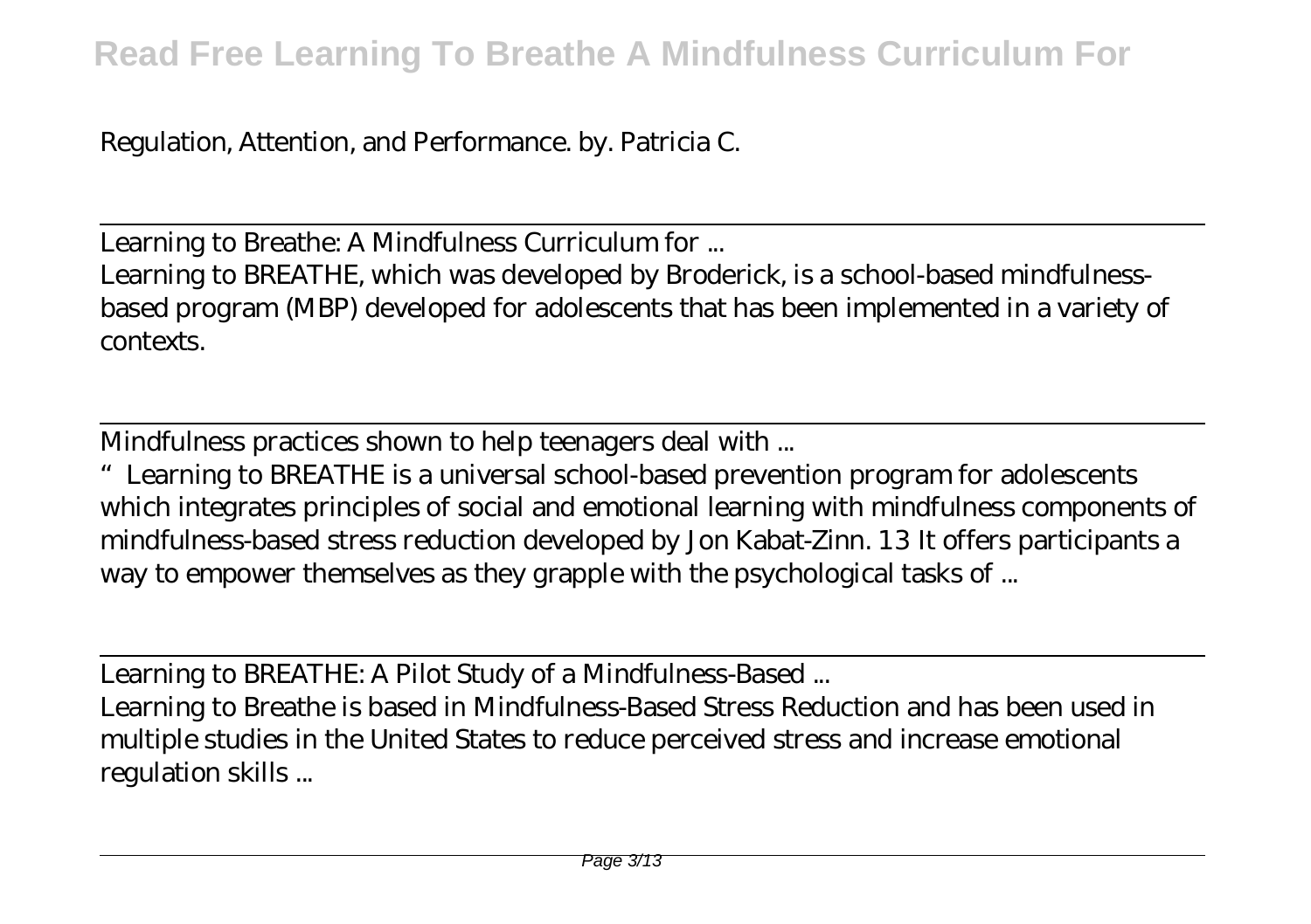Regulation, Attention, and Performance. by. Patricia C.

Learning to Breathe: A Mindfulness Curriculum for ...

Learning to BREATHE, which was developed by Broderick, is a school-based mindfulness-based program (MBP) developed for adolescents that has been implemented in a variety of contexts.

Mindfulness practices shown to help teenagers deal with ...

"Learning to BREATHE is a universal school-based prevention program for adolescents which integrates principles of social and emotional learning with mindfulness components of mindfulness-based stress reduction developed by Jon Kabat-Zinn. 13 It offers participants a way to empower themselves as they grapple with the psychological tasks of ...

Learning to BREATHE: A Pilot Study of a Mindfulness-Based ...

Learning to Breathe is based in Mindfulness-Based Stress Reduction and has been used in multiple studies in the United States to reduce perceived stress and increase emotional regulation skills ...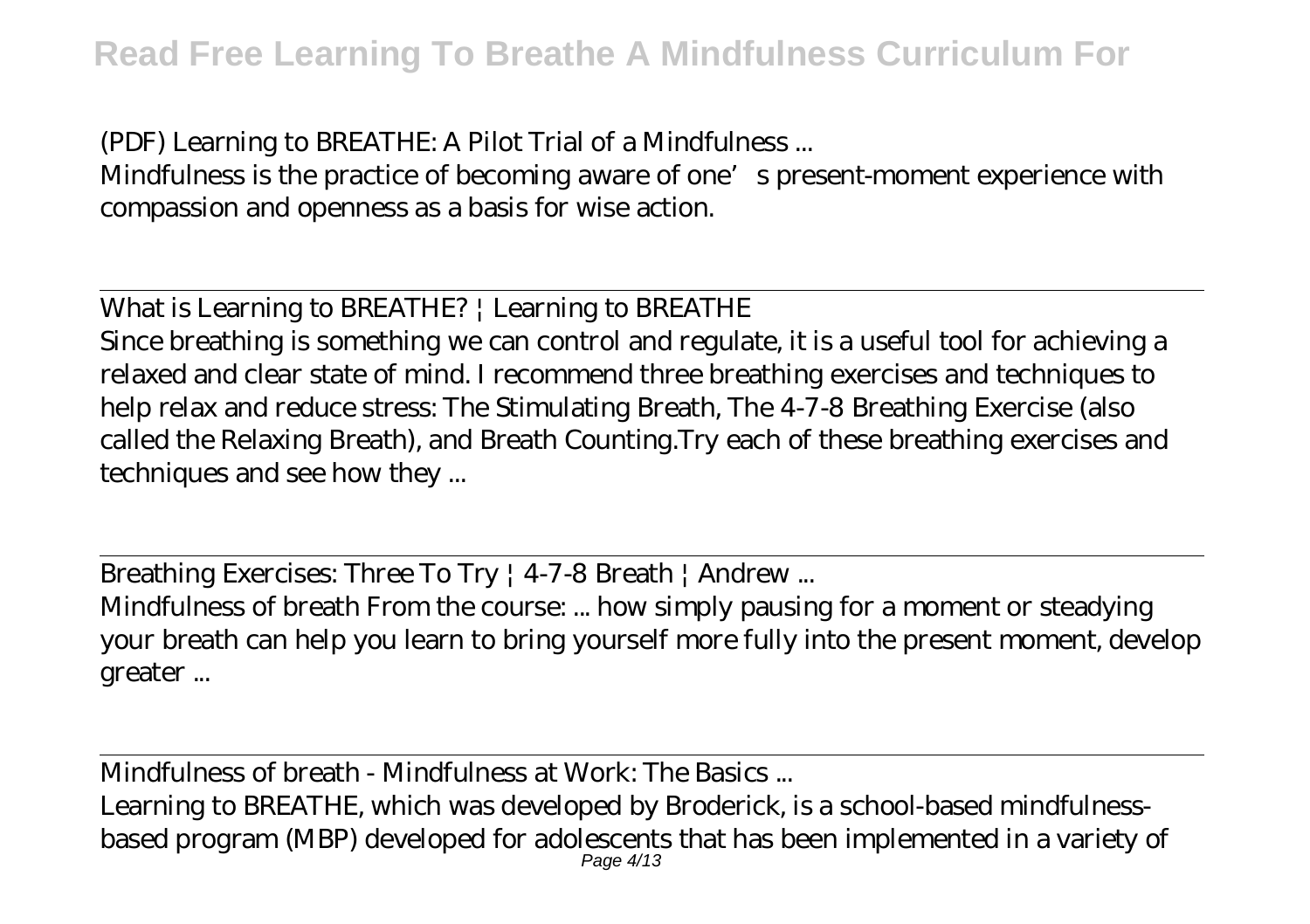(PDF) Learning to BREATHE: A Pilot Trial of a Mindfulness ...

Mindfulness is the practice of becoming aware of one's present-moment experience with compassion and openness as a basis for wise action.

What is Learning to BREATHE? | Learning to BREATHE

Since breathing is something we can control and regulate, it is a useful tool for achieving a relaxed and clear state of mind. I recommend three breathing exercises and techniques to help relax and reduce stress: The Stimulating Breath, The 4-7-8 Breathing Exercise (also called the Relaxing Breath), and Breath Counting.Try each of these breathing exercises and techniques and see how they ...

Breathing Exercises: Three To Try | 4-7-8 Breath | Andrew ...

Mindfulness of breath From the course: ... how simply pausing for a moment or steadying your breath can help you learn to bring yourself more fully into the present moment, develop greater ...

Mindfulness of breath - Mindfulness at Work: The Basics ...

Learning to BREATHE, which was developed by Broderick, is a school-based mindfulness-based program (MBP) developed for adolescents that has been implemented in a variety of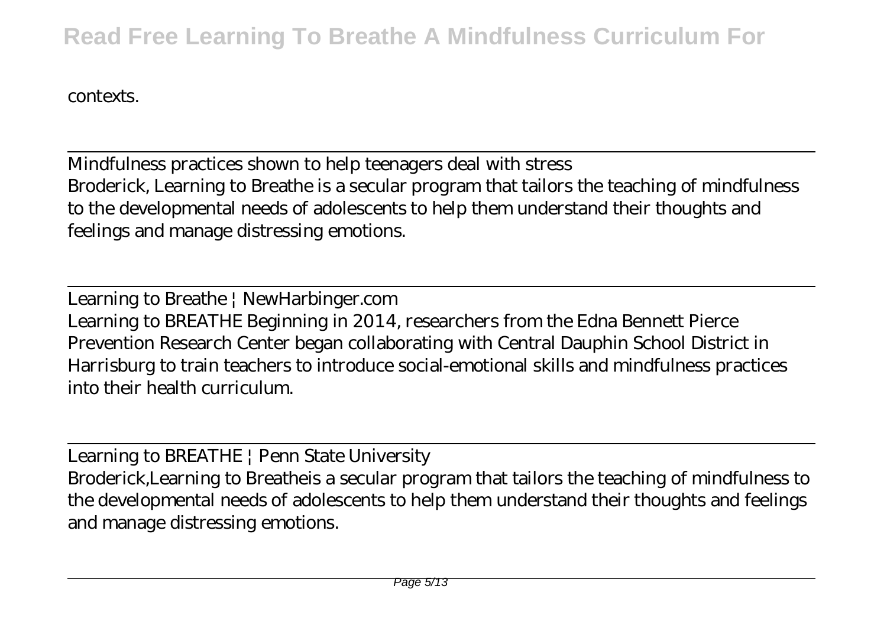contexts.

Mindfulness practices shown to help teenagers deal with stress

Broderick, Learning to Breathe is a secular program that tailors the teaching of mindfulness to the developmental needs of adolescents to help them understand their thoughts and feelings and manage distressing emotions.

Learning to Breathe | NewHarbinger.com

Learning to BREATHE Beginning in 2014, researchers from the Edna Bennett Pierce Prevention Research Center began collaborating with Central Dauphin School District in Harrisburg to train teachers to introduce social-emotional skills and mindfulness practices into their health curriculum.

Learning to BREATHE | Penn State University

Broderick,Learning to Breatheis a secular program that tailors the teaching of mindfulness to the developmental needs of adolescents to help them understand their thoughts and feelings and manage distressing emotions.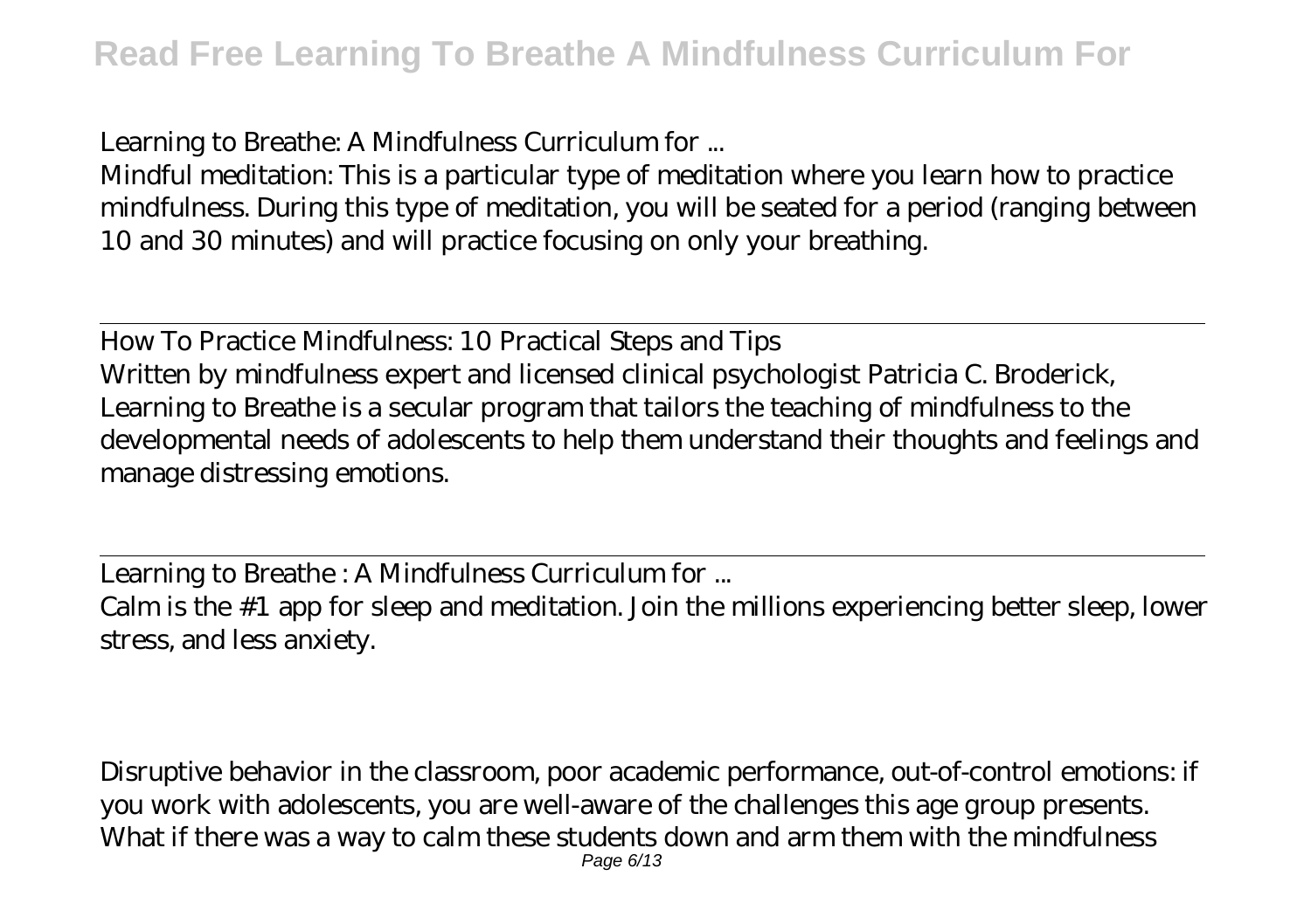Learning to Breathe: A Mindfulness Curriculum for ...

Mindful meditation: This is a particular type of meditation where you learn how to practice mindfulness. During this type of meditation, you will be seated for a period (ranging between 10 and 30 minutes) and will practice focusing on only your breathing.

How To Practice Mindfulness: 10 Practical Steps and Tips

Written by mindfulness expert and licensed clinical psychologist Patricia C. Broderick, Learning to Breathe is a secular program that tailors the teaching of mindfulness to the developmental needs of adolescents to help them understand their thoughts and feelings and manage distressing emotions.

Learning to Breathe : A Mindfulness Curriculum for ...

Calm is the #1 app for sleep and meditation. Join the millions experiencing better sleep, lower stress, and less anxiety.

Disruptive behavior in the classroom, poor academic performance, out-of-control emotions: if you work with adolescents, you are well-aware of the challenges this age group presents. What if there was a way to calm these students down and arm them with the mindfulness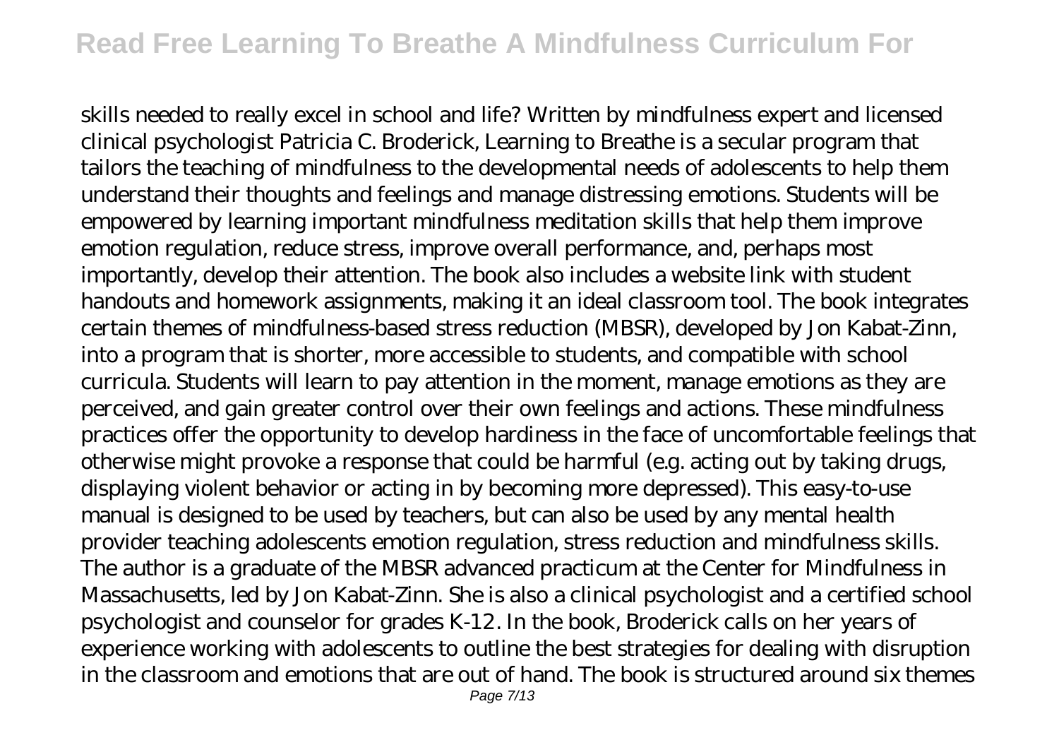skills needed to really excel in school and life? Written by mindfulness expert and licensed clinical psychologist Patricia C. Broderick, Learning to Breathe is a secular program that tailors the teaching of mindfulness to the developmental needs of adolescents to help them understand their thoughts and feelings and manage distressing emotions. Students will be empowered by learning important mindfulness meditation skills that help them improve emotion regulation, reduce stress, improve overall performance, and, perhaps most importantly, develop their attention. The book also includes a website link with student handouts and homework assignments, making it an ideal classroom tool. The book integrates certain themes of mindfulness-based stress reduction (MBSR), developed by Jon Kabat-Zinn, into a program that is shorter, more accessible to students, and compatible with school curricula. Students will learn to pay attention in the moment, manage emotions as they are perceived, and gain greater control over their own feelings and actions. These mindfulness practices offer the opportunity to develop hardiness in the face of uncomfortable feelings that otherwise might provoke a response that could be harmful (e.g. acting out by taking drugs, displaying violent behavior or acting in by becoming more depressed). This easy-to-use manual is designed to be used by teachers, but can also be used by any mental health provider teaching adolescents emotion regulation, stress reduction and mindfulness skills. The author is a graduate of the MBSR advanced practicum at the Center for Mindfulness in Massachusetts, led by Jon Kabat-Zinn. She is also a clinical psychologist and a certified school psychologist and counselor for grades K-12. In the book, Broderick calls on her years of experience working with adolescents to outline the best strategies for dealing with disruption in the classroom and emotions that are out of hand. The book is structured around six themes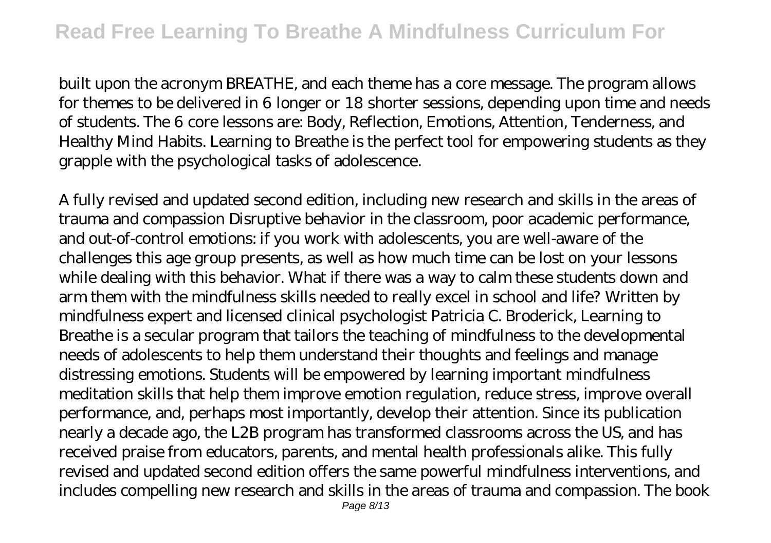built upon the acronym BREATHE, and each theme has a core message. The program allows for themes to be delivered in 6 longer or 18 shorter sessions, depending upon time and needs of students. The 6 core lessons are: Body, Reflection, Emotions, Attention, Tenderness, and Healthy Mind Habits. Learning to Breathe is the perfect tool for empowering students as they grapple with the psychological tasks of adolescence.

A fully revised and updated second edition, including new research and skills in the areas of trauma and compassion Disruptive behavior in the classroom, poor academic performance, and out-of-control emotions: if you work with adolescents, you are well-aware of the challenges this age group presents, as well as how much time can be lost on your lessons while dealing with this behavior. What if there was a way to calm these students down and arm them with the mindfulness skills needed to really excel in school and life? Written by mindfulness expert and licensed clinical psychologist Patricia C. Broderick, Learning to Breathe is a secular program that tailors the teaching of mindfulness to the developmental needs of adolescents to help them understand their thoughts and feelings and manage distressing emotions. Students will be empowered by learning important mindfulness meditation skills that help them improve emotion regulation, reduce stress, improve overall performance, and, perhaps most importantly, develop their attention. Since its publication nearly a decade ago, the L2B program has transformed classrooms across the US, and has received praise from educators, parents, and mental health professionals alike. This fully revised and updated second edition offers the same powerful mindfulness interventions, and includes compelling new research and skills in the areas of trauma and compassion. The book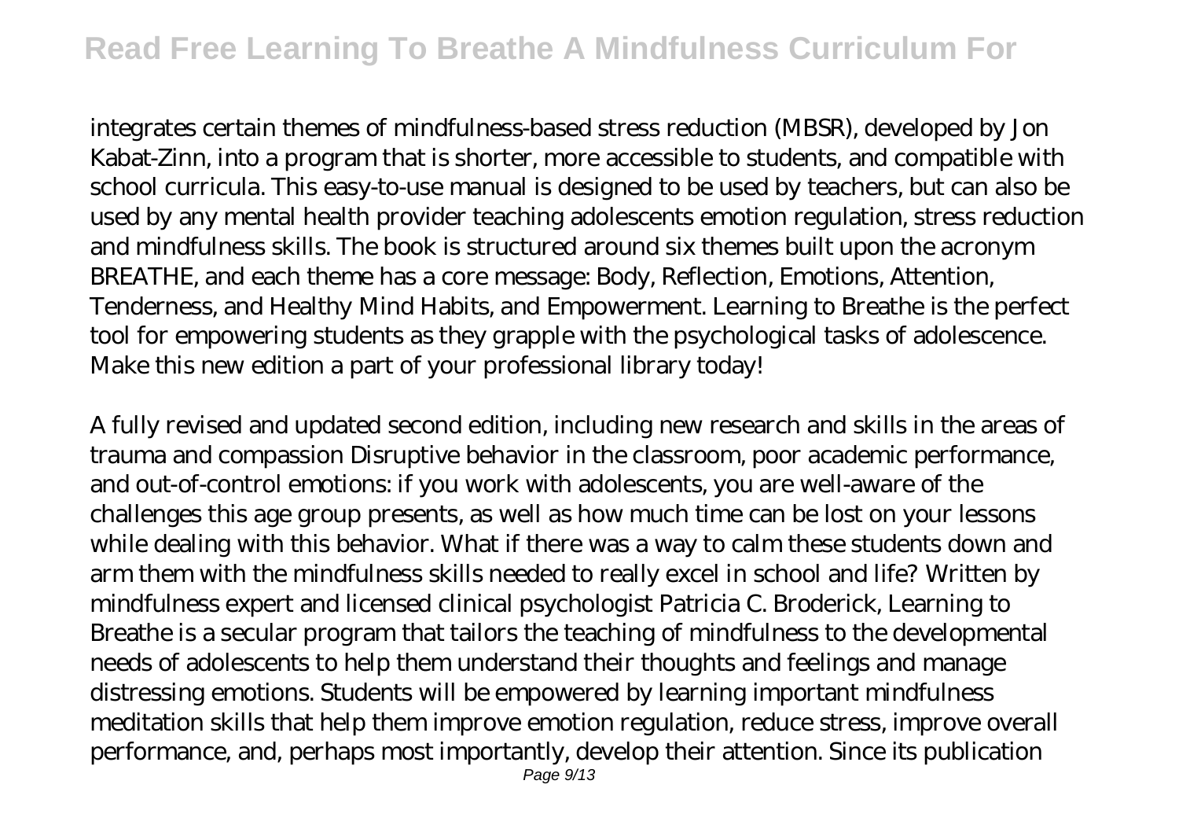integrates certain themes of mindfulness-based stress reduction (MBSR), developed by Jon Kabat-Zinn, into a program that is shorter, more accessible to students, and compatible with school curricula. This easy-to-use manual is designed to be used by teachers, but can also be used by any mental health provider teaching adolescents emotion regulation, stress reduction and mindfulness skills. The book is structured around six themes built upon the acronym BREATHE, and each theme has a core message: Body, Reflection, Emotions, Attention, Tenderness, and Healthy Mind Habits, and Empowerment. Learning to Breathe is the perfect tool for empowering students as they grapple with the psychological tasks of adolescence. Make this new edition a part of your professional library today!

A fully revised and updated second edition, including new research and skills in the areas of trauma and compassion Disruptive behavior in the classroom, poor academic performance, and out-of-control emotions: if you work with adolescents, you are well-aware of the challenges this age group presents, as well as how much time can be lost on your lessons while dealing with this behavior. What if there was a way to calm these students down and arm them with the mindfulness skills needed to really excel in school and life? Written by mindfulness expert and licensed clinical psychologist Patricia C. Broderick, Learning to Breathe is a secular program that tailors the teaching of mindfulness to the developmental needs of adolescents to help them understand their thoughts and feelings and manage distressing emotions. Students will be empowered by learning important mindfulness meditation skills that help them improve emotion regulation, reduce stress, improve overall performance, and, perhaps most importantly, develop their attention. Since its publication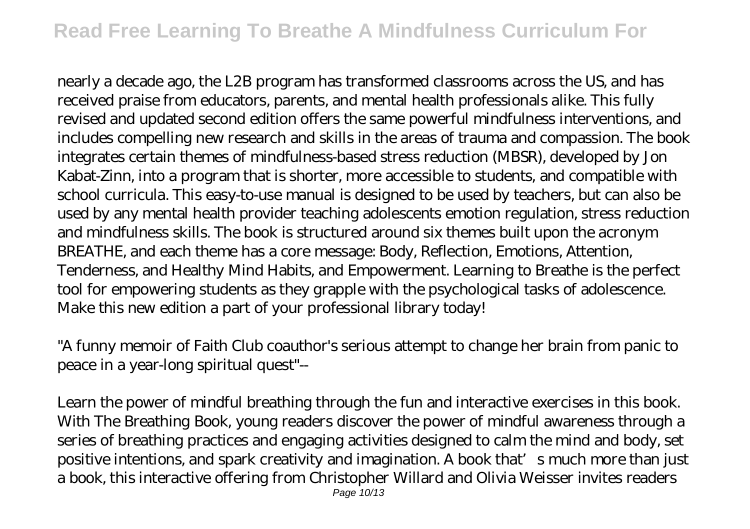nearly a decade ago, the L2B program has transformed classrooms across the US, and has received praise from educators, parents, and mental health professionals alike. This fully revised and updated second edition offers the same powerful mindfulness interventions, and includes compelling new research and skills in the areas of trauma and compassion. The book integrates certain themes of mindfulness-based stress reduction (MBSR), developed by Jon Kabat-Zinn, into a program that is shorter, more accessible to students, and compatible with school curricula. This easy-to-use manual is designed to be used by teachers, but can also be used by any mental health provider teaching adolescents emotion regulation, stress reduction and mindfulness skills. The book is structured around six themes built upon the acronym BREATHE, and each theme has a core message: Body, Reflection, Emotions, Attention, Tenderness, and Healthy Mind Habits, and Empowerment. Learning to Breathe is the perfect tool for empowering students as they grapple with the psychological tasks of adolescence. Make this new edition a part of your professional library today!

"A funny memoir of Faith Club coauthor's serious attempt to change her brain from panic to peace in a year-long spiritual quest"--

Learn the power of mindful breathing through the fun and interactive exercises in this book. With The Breathing Book, young readers discover the power of mindful awareness through a series of breathing practices and engaging activities designed to calm the mind and body, set positive intentions, and spark creativity and imagination. A book that's much more than just a book, this interactive offering from Christopher Willard and Olivia Weisser invites readers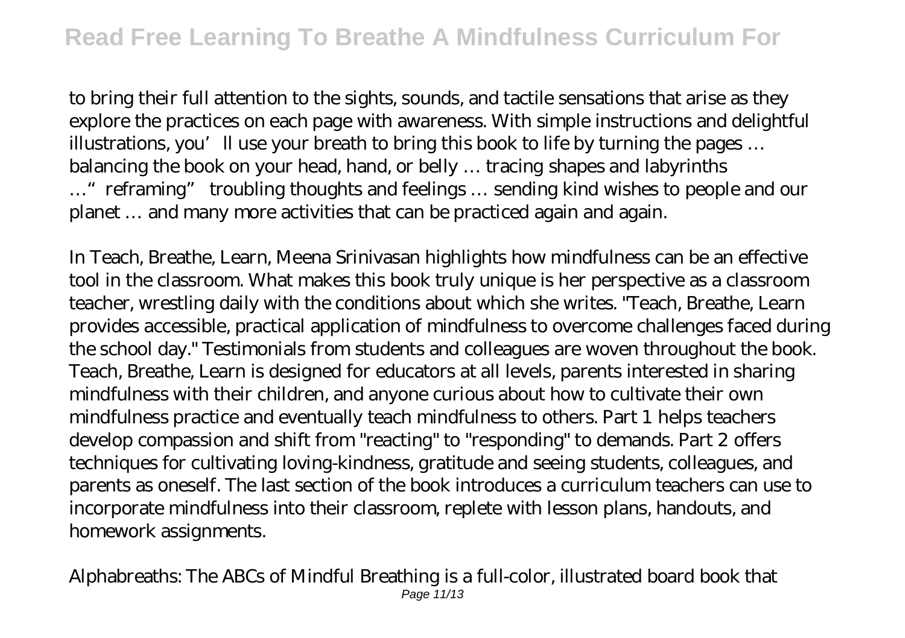to bring their full attention to the sights, sounds, and tactile sensations that arise as they explore the practices on each page with awareness. With simple instructions and delightful illustrations, you'll use your breath to bring this book to life by turning the pages … balancing the book on your head, hand, or belly … tracing shapes and labyrinths …"reframing" troubling thoughts and feelings … sending kind wishes to people and our planet … and many more activities that can be practiced again and again.

In Teach, Breathe, Learn, Meena Srinivasan highlights how mindfulness can be an effective tool in the classroom. What makes this book truly unique is her perspective as a classroom teacher, wrestling daily with the conditions about which she writes. "Teach, Breathe, Learn provides accessible, practical application of mindfulness to overcome challenges faced during the school day." Testimonials from students and colleagues are woven throughout the book. Teach, Breathe, Learn is designed for educators at all levels, parents interested in sharing mindfulness with their children, and anyone curious about how to cultivate their own mindfulness practice and eventually teach mindfulness to others. Part 1 helps teachers develop compassion and shift from "reacting" to "responding" to demands. Part 2 offers techniques for cultivating loving-kindness, gratitude and seeing students, colleagues, and parents as oneself. The last section of the book introduces a curriculum teachers can use to incorporate mindfulness into their classroom, replete with lesson plans, handouts, and homework assignments.

Alphabreaths: The ABCs of Mindful Breathing is a full-color, illustrated board book that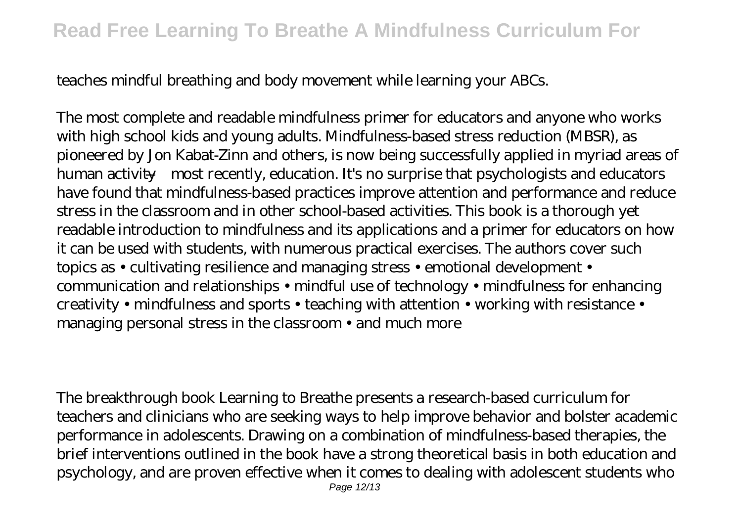teaches mindful breathing and body movement while learning your ABCs.

The most complete and readable mindfulness primer for educators and anyone who works with high school kids and young adults. Mindfulness-based stress reduction (MBSR), as pioneered by Jon Kabat-Zinn and others, is now being successfully applied in myriad areas of human activity—most recently, education. It's no surprise that psychologists and educators have found that mindfulness-based practices improve attention and performance and reduce stress in the classroom and in other school-based activities. This book is a thorough yet readable introduction to mindfulness and its applications and a primer for educators on how it can be used with students, with numerous practical exercises. The authors cover such topics as • cultivating resilience and managing stress • emotional development • communication and relationships • mindful use of technology • mindfulness for enhancing creativity • mindfulness and sports • teaching with attention • working with resistance • managing personal stress in the classroom • and much more

The breakthrough book Learning to Breathe presents a research-based curriculum for teachers and clinicians who are seeking ways to help improve behavior and bolster academic performance in adolescents. Drawing on a combination of mindfulness-based therapies, the brief interventions outlined in the book have a strong theoretical basis in both education and psychology, and are proven effective when it comes to dealing with adolescent students who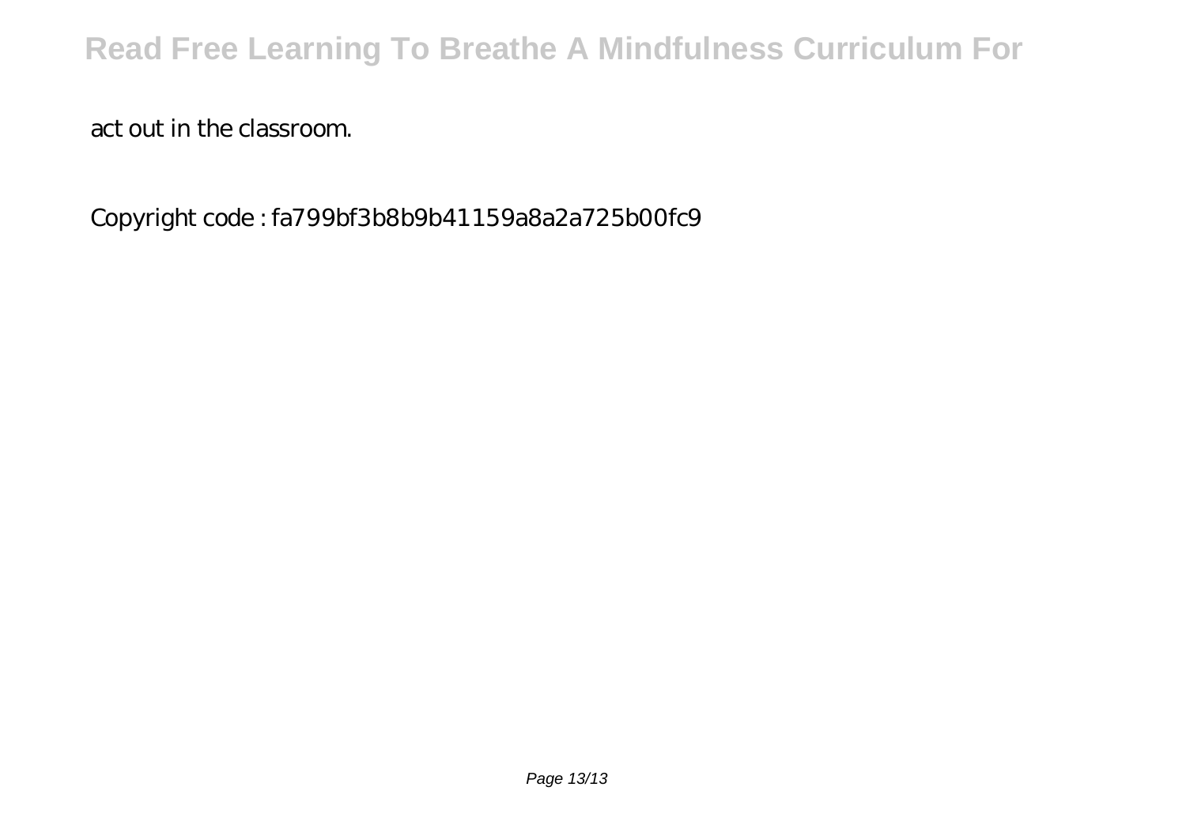act out in the classroom.

Copyright code : fa799bf3b8b9b41159a8a2a725b00fc9